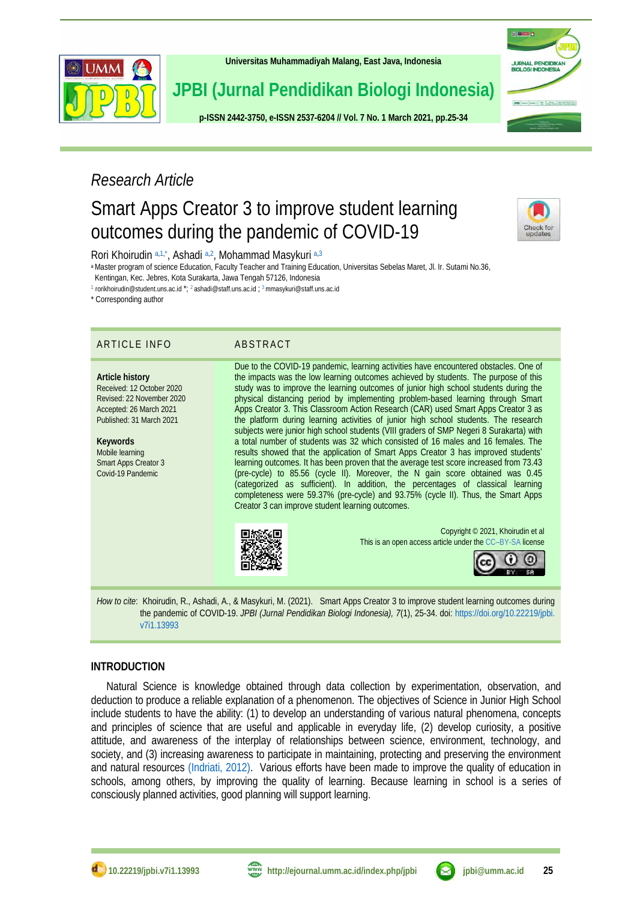Research Article

# Smart Apps Creator 3 to improve student learning outcomes during the pandemic of COVID-19

Rori Khoirudin [a,1,*], Ashadi [a,2], Mohammad Masykuri [a,3]

[a] Master program of science Education, Faculty Teacher and Training Education, Universitas Sebelas Maret, Jl. Ir. Sutami No.36, Kentingan, Kec. Jebres, Kota Surakarta, Jawa Tengah 57126, Indonesia

[1] rorikhoirudin@student.uns.ac.id *; [2] ashadi@staff.uns.ac.id ; [3] mmasykuri@staff.uns.ac.id

* Corresponding author

## ARTICLE INFO

**Article history**
Received: 12 October 2020
Revised: 22 November 2020
Accepted: 26 March 2021
Published: 31 March 2021

**Keywords**
Mobile learning
Smart Apps Creator 3
Covid-19 Pandemic

## ABSTRACT

Due to the COVID-19 pandemic, learning activities have encountered obstacles. One of the impacts was the low learning outcomes achieved by students. The purpose of this study was to improve the learning outcomes of junior high school students during the physical distancing period by implementing problem-based learning through Smart Apps Creator 3. This Classroom Action Research (CAR) used Smart Apps Creator 3 as the platform during learning activities of junior high school students. The research subjects were junior high school students (VIII graders of SMP Negeri 8 Surakarta) with a total number of students was 32 which consisted of 16 males and 16 females. The results showed that the application of Smart Apps Creator 3 has improved students' learning outcomes. It has been proven that the average test score increased from 73.43 (pre-cycle) to 85.56 (cycle II). Moreover, the N gain score obtained was 0.45 (categorized as sufficient). In addition, the percentages of classical learning completeness were 59.37% (pre-cycle) and 93.75% (cycle II). Thus, the Smart Apps Creator 3 can improve student learning outcomes.

Copyright © 2021, Khoirudin et al
This is an open access article under the CC–BY-SA license

*How to cite*: Khoirudin, R., Ashadi, A., & Masykuri, M. (2021). Smart Apps Creator 3 to improve student learning outcomes during the pandemic of COVID-19. *JPBI (Jurnal Pendidikan Biologi Indonesia), 7*(1), 25-34. doi: https://doi.org/10.22219/jpbi.v7i1.13993

## INTRODUCTION

Natural Science is knowledge obtained through data collection by experimentation, observation, and deduction to produce a reliable explanation of a phenomenon. The objectives of Science in Junior High School include students to have the ability: (1) to develop an understanding of various natural phenomena, concepts and principles of science that are useful and applicable in everyday life, (2) develop curiosity, a positive attitude, and awareness of the interplay of relationships between science, environment, technology, and society, and (3) increasing awareness to participate in maintaining, protecting and preserving the environment and natural resources (Indriati, 2012). Various efforts have been made to improve the quality of education in schools, among others, by improving the quality of learning. Because learning in school is a series of consciously planned activities, good planning will support learning.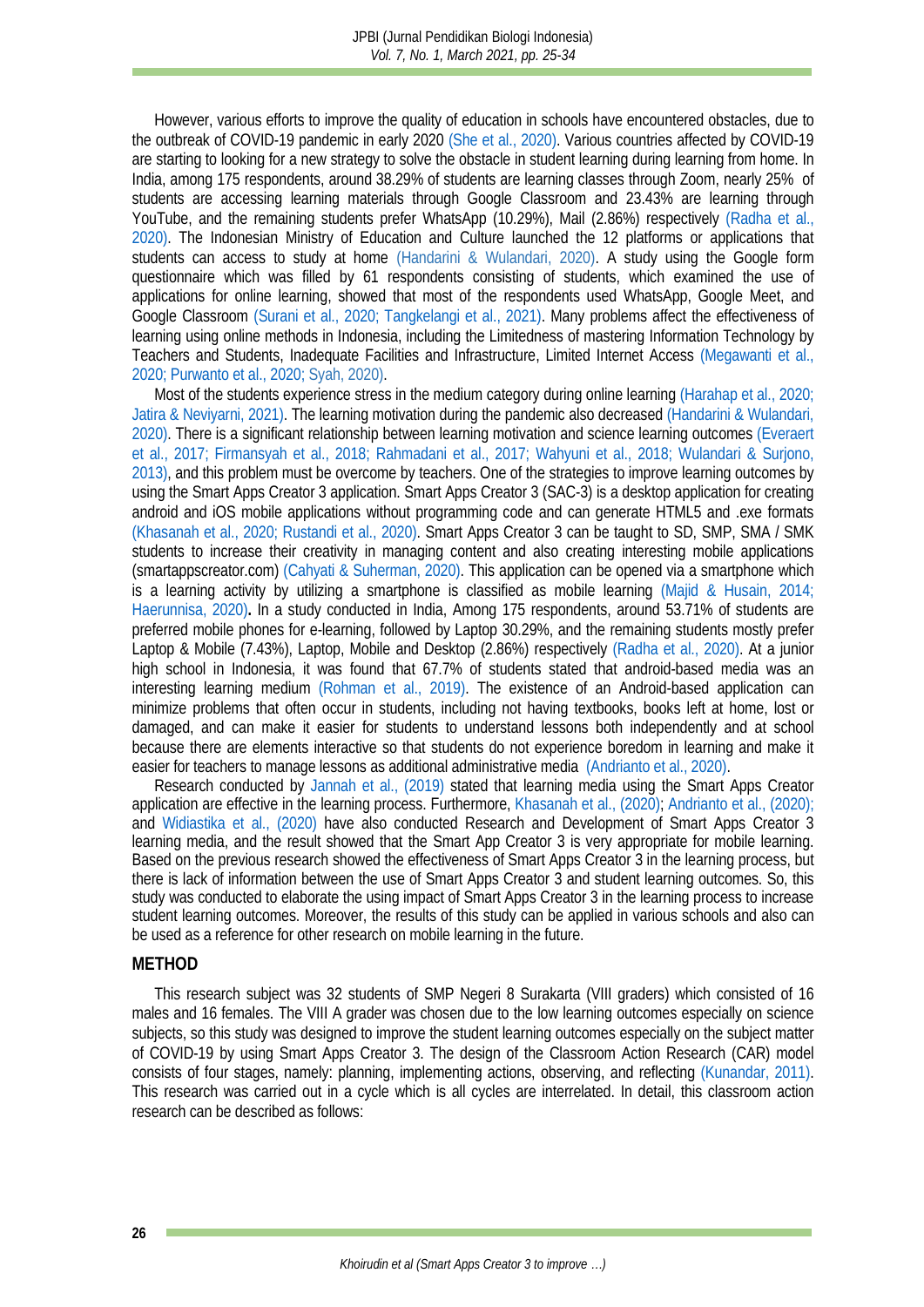However, various efforts to improve the quality of education in schools have encountered obstacles, due to the outbreak of COVID-19 pandemic in early 2020 (She et al., 2020). Various countries affected by COVID-19 are starting to looking for a new strategy to solve the obstacle in student learning during learning from home. In India, among 175 respondents, around 38.29% of students are learning classes through Zoom, nearly 25% of students are accessing learning materials through Google Classroom and 23.43% are learning through YouTube, and the remaining students prefer WhatsApp (10.29%), Mail (2.86%) respectively (Radha et al., 2020). The Indonesian Ministry of Education and Culture launched the 12 platforms or applications that students can access to study at home (Handarini & Wulandari, 2020). A study using the Google form questionnaire which was filled by 61 respondents consisting of students, which examined the use of applications for online learning, showed that most of the respondents used WhatsApp, Google Meet, and Google Classroom (Surani et al., 2020; Tangkelangi et al., 2021). Many problems affect the effectiveness of learning using online methods in Indonesia, including the Limitedness of mastering Information Technology by Teachers and Students, Inadequate Facilities and Infrastructure, Limited Internet Access (Megawanti et al., 2020; Purwanto et al., 2020; Syah, 2020).

Most of the students experience stress in the medium category during online learning (Harahap et al., 2020; Jatira & Neviyarni, 2021). The learning motivation during the pandemic also decreased (Handarini & Wulandari, 2020). There is a significant relationship between learning motivation and science learning outcomes (Everaert et al., 2017; Firmansyah et al., 2018; Rahmadani et al., 2017; Wahyuni et al., 2018; Wulandari & Surjono, 2013), and this problem must be overcome by teachers. One of the strategies to improve learning outcomes by using the Smart Apps Creator 3 application. Smart Apps Creator 3 (SAC-3) is a desktop application for creating android and iOS mobile applications without programming code and can generate HTML5 and .exe formats (Khasanah et al., 2020; Rustandi et al., 2020). Smart Apps Creator 3 can be taught to SD, SMP, SMA / SMK students to increase their creativity in managing content and also creating interesting mobile applications (smartappscreator.com) (Cahyati & Suherman, 2020). This application can be opened via a smartphone which is a learning activity by utilizing a smartphone is classified as mobile learning (Majid & Husain, 2014; Haerunnisa, 2020)**.** In a study conducted in India, Among 175 respondents, around 53.71% of students are preferred mobile phones for e-learning, followed by Laptop 30.29%, and the remaining students mostly prefer Laptop & Mobile (7.43%), Laptop, Mobile and Desktop (2.86%) respectively (Radha et al., 2020). At a junior high school in Indonesia, it was found that 67.7% of students stated that android-based media was an interesting learning medium (Rohman et al., 2019). The existence of an Android-based application can minimize problems that often occur in students, including not having textbooks, books left at home, lost or damaged, and can make it easier for students to understand lessons both independently and at school because there are elements interactive so that students do not experience boredom in learning and make it easier for teachers to manage lessons as additional administrative media (Andrianto et al., 2020).

Research conducted by Jannah et al., (2019) stated that learning media using the Smart Apps Creator application are effective in the learning process. Furthermore, Khasanah et al., (2020); Andrianto et al., (2020); and Widiastika et al., (2020) have also conducted Research and Development of Smart Apps Creator 3 learning media, and the result showed that the Smart App Creator 3 is very appropriate for mobile learning. Based on the previous research showed the effectiveness of Smart Apps Creator 3 in the learning process, but there is lack of information between the use of Smart Apps Creator 3 and student learning outcomes. So, this study was conducted to elaborate the using impact of Smart Apps Creator 3 in the learning process to increase student learning outcomes. Moreover, the results of this study can be applied in various schools and also can be used as a reference for other research on mobile learning in the future.

## METHOD

This research subject was 32 students of SMP Negeri 8 Surakarta (VIII graders) which consisted of 16 males and 16 females. The VIII A grader was chosen due to the low learning outcomes especially on science subjects, so this study was designed to improve the student learning outcomes especially on the subject matter of COVID-19 by using Smart Apps Creator 3. The design of the Classroom Action Research (CAR) model consists of four stages, namely: planning, implementing actions, observing, and reflecting (Kunandar, 2011). This research was carried out in a cycle which is all cycles are interrelated. In detail, this classroom action research can be described as follows: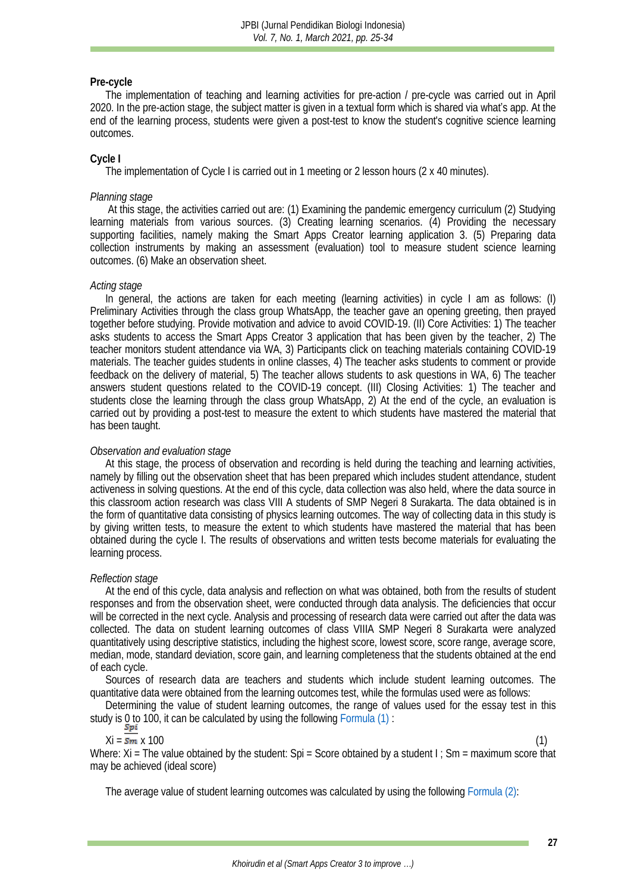**Pre-cycle**

The implementation of teaching and learning activities for pre-action / pre-cycle was carried out in April 2020. In the pre-action stage, the subject matter is given in a textual form which is shared via what's app. At the end of the learning process, students were given a post-test to know the student's cognitive science learning outcomes.

**Cycle I**

The implementation of Cycle I is carried out in 1 meeting or 2 lesson hours (2 x 40 minutes).

*Planning stage*

At this stage, the activities carried out are: (1) Examining the pandemic emergency curriculum (2) Studying learning materials from various sources. (3) Creating learning scenarios. (4) Providing the necessary supporting facilities, namely making the Smart Apps Creator learning application 3. (5) Preparing data collection instruments by making an assessment (evaluation) tool to measure student science learning outcomes. (6) Make an observation sheet.

*Acting stage*

In general, the actions are taken for each meeting (learning activities) in cycle I am as follows: (I) Preliminary Activities through the class group WhatsApp, the teacher gave an opening greeting, then prayed together before studying. Provide motivation and advice to avoid COVID-19. (II) Core Activities: 1) The teacher asks students to access the Smart Apps Creator 3 application that has been given by the teacher, 2) The teacher monitors student attendance via WA, 3) Participants click on teaching materials containing COVID-19 materials. The teacher guides students in online classes, 4) The teacher asks students to comment or provide feedback on the delivery of material, 5) The teacher allows students to ask questions in WA, 6) The teacher answers student questions related to the COVID-19 concept. (III) Closing Activities: 1) The teacher and students close the learning through the class group WhatsApp, 2) At the end of the cycle, an evaluation is carried out by providing a post-test to measure the extent to which students have mastered the material that has been taught.

*Observation and evaluation stage*

At this stage, the process of observation and recording is held during the teaching and learning activities, namely by filling out the observation sheet that has been prepared which includes student attendance, student activeness in solving questions. At the end of this cycle, data collection was also held, where the data source in this classroom action research was class VIII A students of SMP Negeri 8 Surakarta. The data obtained is in the form of quantitative data consisting of physics learning outcomes. The way of collecting data in this study is by giving written tests, to measure the extent to which students have mastered the material that has been obtained during the cycle I. The results of observations and written tests become materials for evaluating the learning process.

*Reflection stage*

At the end of this cycle, data analysis and reflection on what was obtained, both from the results of student responses and from the observation sheet, were conducted through data analysis. The deficiencies that occur will be corrected in the next cycle. Analysis and processing of research data were carried out after the data was collected. The data on student learning outcomes of class VIIIA SMP Negeri 8 Surakarta were analyzed quantitatively using descriptive statistics, including the highest score, lowest score, score range, average score, median, mode, standard deviation, score gain, and learning completeness that the students obtained at the end of each cycle.

Sources of research data are teachers and students which include student learning outcomes. The quantitative data were obtained from the learning outcomes test, while the formulas used were as follows:

Determining the value of student learning outcomes, the range of values used for the essay test in this study is 0 to 100, it can be calculated by using the following Formula (1) :

$$X_i = \frac{Spi}{Sm} \times 100 \quad (1)$$

Where: Xi = The value obtained by the student: Spi = Score obtained by a student I ; Sm = maximum score that may be achieved (ideal score)

The average value of student learning outcomes was calculated by using the following Formula (2):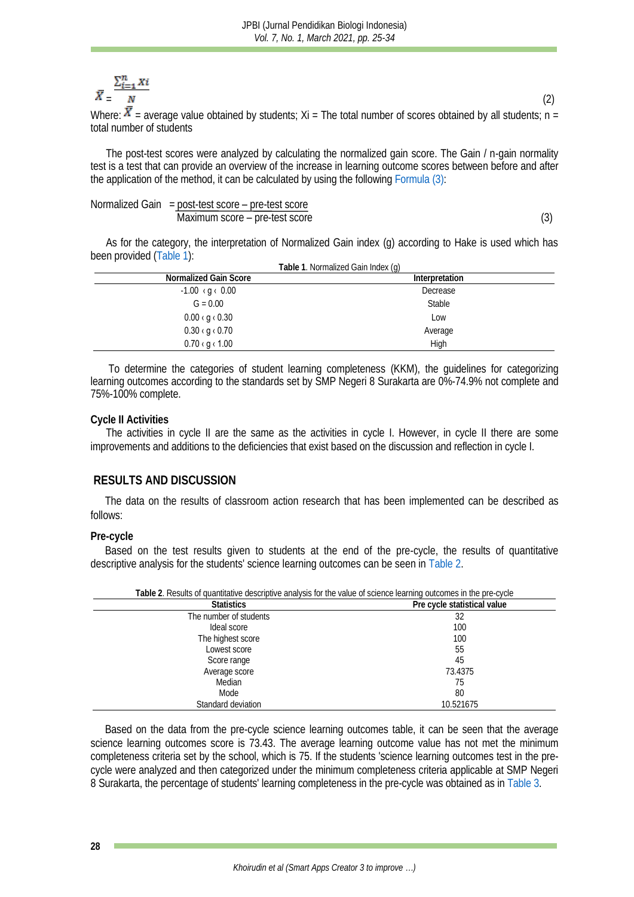$$\bar{X} = \frac{\sum_{i=1}^{n} Xi}{N} \quad (2)$$

Where: $\bar{X}$ = average value obtained by students; Xi = The total number of scores obtained by all students; n = total number of students

The post-test scores were analyzed by calculating the normalized gain score. The Gain / n-gain normality test is a test that can provide an overview of the increase in learning outcome scores between before and after the application of the method, it can be calculated by using the following Formula (3):

$$\text{Normalized Gain} = \frac{\text{post-test score} - \text{pre-test score}}{\text{Maximum score} - \text{pre-test score}} \quad (3)$$

As for the category, the interpretation of Normalized Gain index (g) according to Hake is used which has been provided (Table 1):

**Table 1**. Normalized Gain Index (g)

| Normalized Gain Score | Interpretation |
|---|---|
| $-1.00 < g < 0.00$ | Decrease |
| G = 0.00 | Stable |
| $0.00 < g < 0.30$ | Low |
| $0.30 < g < 0.70$ | Average |
| $0.70 < g < 1.00$ | High |

To determine the categories of student learning completeness (KKM), the guidelines for categorizing learning outcomes according to the standards set by SMP Negeri 8 Surakarta are 0%-74.9% not complete and 75%-100% complete.

### Cycle II Activities

The activities in cycle II are the same as the activities in cycle I. However, in cycle II there are some improvements and additions to the deficiencies that exist based on the discussion and reflection in cycle I.

## RESULTS AND DISCUSSION

The data on the results of classroom action research that has been implemented can be described as follows:

### Pre-cycle

Based on the test results given to students at the end of the pre-cycle, the results of quantitative descriptive analysis for the students' science learning outcomes can be seen in Table 2.

**Table 2**. Results of quantitative descriptive analysis for the value of science learning outcomes in the pre-cycle

| Statistics | Pre cycle statistical value |
|---|---|
| The number of students | 32 |
| Ideal score | 100 |
| The highest score | 100 |
| Lowest score | 55 |
| Score range | 45 |
| Average score | 73.4375 |
| Median | 75 |
| Mode | 80 |
| Standard deviation | 10.521675 |

Based on the data from the pre-cycle science learning outcomes table, it can be seen that the average science learning outcomes score is 73.43. The average learning outcome value has not met the minimum completeness criteria set by the school, which is 75. If the students 'science learning outcomes test in the pre-cycle were analyzed and then categorized under the minimum completeness criteria applicable at SMP Negeri 8 Surakarta, the percentage of students' learning completeness in the pre-cycle was obtained as in Table 3.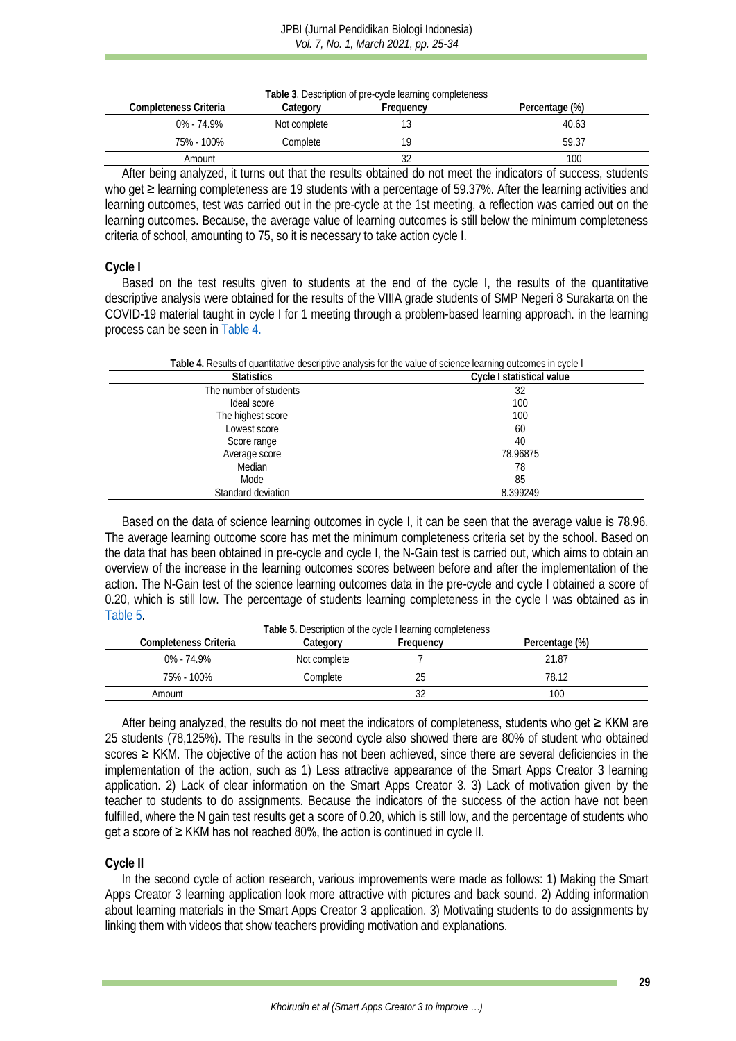**Table 3**. Description of pre-cycle learning completeness

| Completeness Criteria | Category | Frequency | Percentage (%) |
|---|---|---|---|
| 0% - 74.9% | Not complete | 13 | 40.63 |
| 75% - 100% | Complete | 19 | 59.37 |
| Amount | | 32 | 100 |

After being analyzed, it turns out that the results obtained do not meet the indicators of success, students who get ≥ learning completeness are 19 students with a percentage of 59.37%. After the learning activities and learning outcomes, test was carried out in the pre-cycle at the 1st meeting, a reflection was carried out on the learning outcomes. Because, the average value of learning outcomes is still below the minimum completeness criteria of school, amounting to 75, so it is necessary to take action cycle I.

### Cycle I

Based on the test results given to students at the end of the cycle I, the results of the quantitative descriptive analysis were obtained for the results of the VIIIA grade students of SMP Negeri 8 Surakarta on the COVID-19 material taught in cycle I for 1 meeting through a problem-based learning approach. in the learning process can be seen in Table 4.

**Table 4.** Results of quantitative descriptive analysis for the value of science learning outcomes in cycle I

| Statistics | Cycle I statistical value |
|---|---|
| The number of students | 32 |
| Ideal score | 100 |
| The highest score | 100 |
| Lowest score | 60 |
| Score range | 40 |
| Average score | 78.96875 |
| Median | 78 |
| Mode | 85 |
| Standard deviation | 8.399249 |

Based on the data of science learning outcomes in cycle I, it can be seen that the average value is 78.96. The average learning outcome score has met the minimum completeness criteria set by the school. Based on the data that has been obtained in pre-cycle and cycle I, the N-Gain test is carried out, which aims to obtain an overview of the increase in the learning outcomes scores between before and after the implementation of the action. The N-Gain test of the science learning outcomes data in the pre-cycle and cycle I obtained a score of 0.20, which is still low. The percentage of students learning completeness in the cycle I was obtained as in Table 5.

**Table 5.** Description of the cycle I learning completeness

| Completeness Criteria | Category | Frequency | Percentage (%) |
|---|---|---|---|
| 0% - 74.9% | Not complete | 7 | 21.87 |
| 75% - 100% | Complete | 25 | 78.12 |
| Amount | | 32 | 100 |

After being analyzed, the results do not meet the indicators of completeness, students who get ≥ KKM are 25 students (78,125%). The results in the second cycle also showed there are 80% of student who obtained scores ≥ KKM. The objective of the action has not been achieved, since there are several deficiencies in the implementation of the action, such as 1) Less attractive appearance of the Smart Apps Creator 3 learning application. 2) Lack of clear information on the Smart Apps Creator 3. 3) Lack of motivation given by the teacher to students to do assignments. Because the indicators of the success of the action have not been fulfilled, where the N gain test results get a score of 0.20, which is still low, and the percentage of students who get a score of ≥ KKM has not reached 80%, the action is continued in cycle II.

### Cycle II

In the second cycle of action research, various improvements were made as follows: 1) Making the Smart Apps Creator 3 learning application look more attractive with pictures and back sound. 2) Adding information about learning materials in the Smart Apps Creator 3 application. 3) Motivating students to do assignments by linking them with videos that show teachers providing motivation and explanations.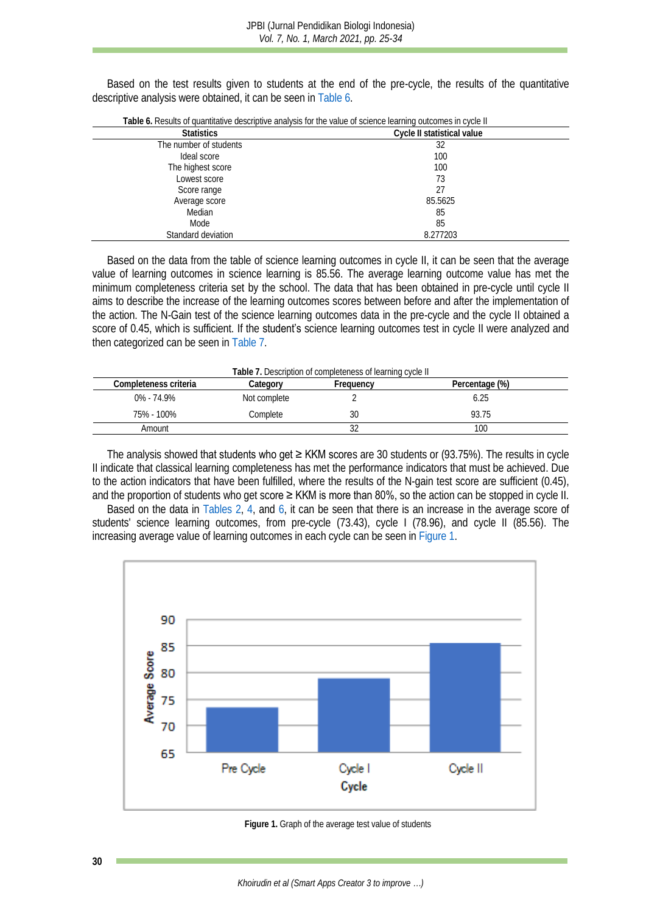Based on the test results given to students at the end of the pre-cycle, the results of the quantitative descriptive analysis were obtained, it can be seen in Table 6.

**Table 6.** Results of quantitative descriptive analysis for the value of science learning outcomes in cycle II

| Statistics | Cycle II statistical value |
|---|---|
| The number of students | 32 |
| Ideal score | 100 |
| The highest score | 100 |
| Lowest score | 73 |
| Score range | 27 |
| Average score | 85.5625 |
| Median | 85 |
| Mode | 85 |
| Standard deviation | 8.277203 |

Based on the data from the table of science learning outcomes in cycle II, it can be seen that the average value of learning outcomes in science learning is 85.56. The average learning outcome value has met the minimum completeness criteria set by the school. The data that has been obtained in pre-cycle until cycle II aims to describe the increase of the learning outcomes scores between before and after the implementation of the action. The N-Gain test of the science learning outcomes data in the pre-cycle and the cycle II obtained a score of 0.45, which is sufficient. If the student's science learning outcomes test in cycle II were analyzed and then categorized can be seen in Table 7.

**Table 7.** Description of completeness of learning cycle II

| Completeness criteria | Category | Frequency | Percentage (%) |
|---|---|---|---|
| 0% - 74.9% | Not complete | 2 | 6.25 |
| 75% - 100% | Complete | 30 | 93.75 |
| Amount | | 32 | 100 |

The analysis showed that students who get ≥ KKM scores are 30 students or (93.75%). The results in cycle II indicate that classical learning completeness has met the performance indicators that must be achieved. Due to the action indicators that have been fulfilled, where the results of the N-gain test score are sufficient (0.45), and the proportion of students who get score ≥ KKM is more than 80%, so the action can be stopped in cycle II.

Based on the data in Tables 2, 4, and 6, it can be seen that there is an increase in the average score of students' science learning outcomes, from pre-cycle (73.43), cycle I (78.96), and cycle II (85.56). The increasing average value of learning outcomes in each cycle can be seen in Figure 1.

**Figure 1.** Graph of the average test value of students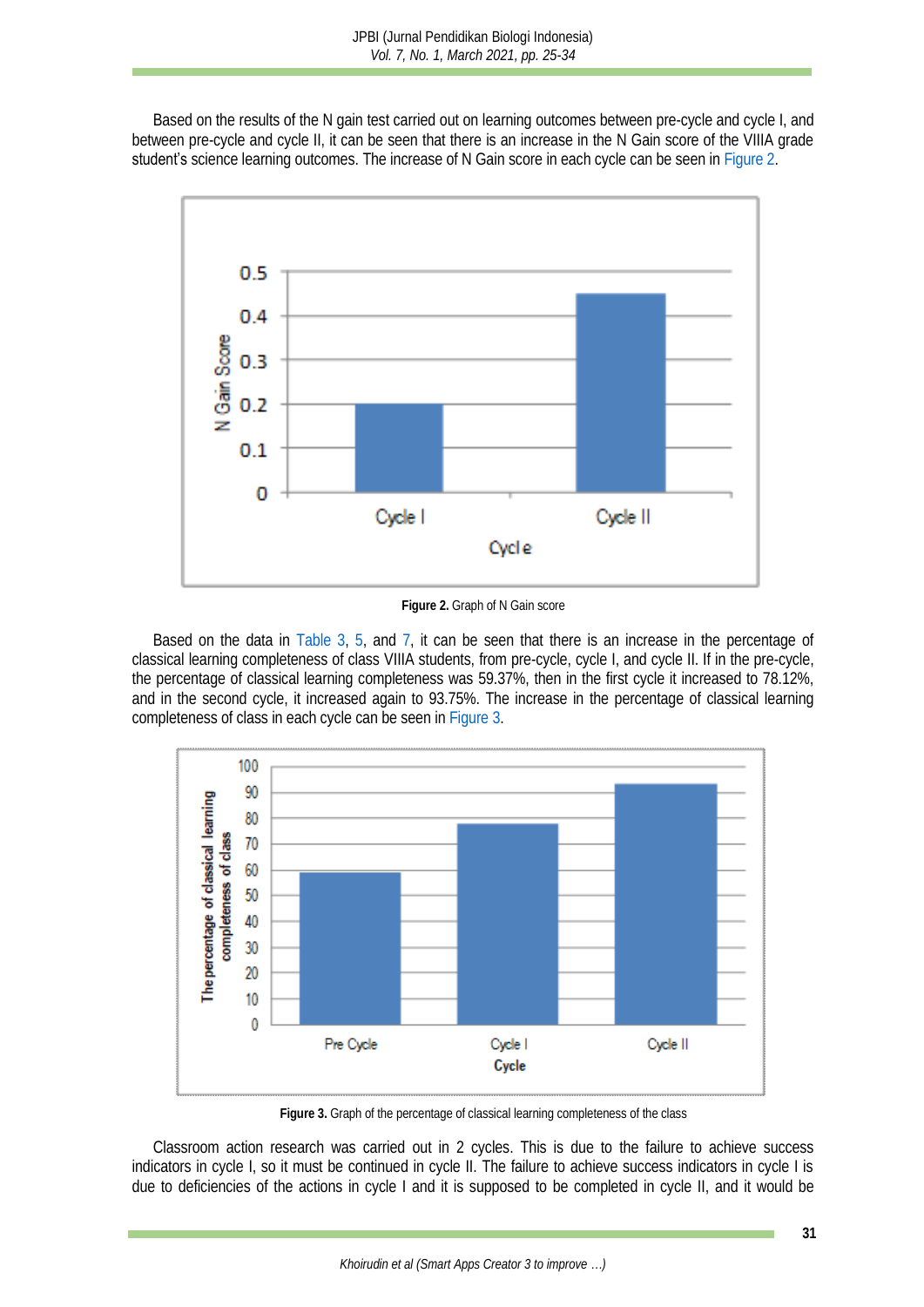Based on the results of the N gain test carried out on learning outcomes between pre-cycle and cycle I, and between pre-cycle and cycle II, it can be seen that there is an increase in the N Gain score of the VIIIA grade student's science learning outcomes. The increase of N Gain score in each cycle can be seen in Figure 2.

**Figure 2.** Graph of N Gain score

Based on the data in Table 3, 5, and 7, it can be seen that there is an increase in the percentage of classical learning completeness of class VIIIA students, from pre-cycle, cycle I, and cycle II. If in the pre-cycle, the percentage of classical learning completeness was 59.37%, then in the first cycle it increased to 78.12%, and in the second cycle, it increased again to 93.75%. The increase in the percentage of classical learning completeness of class in each cycle can be seen in Figure 3.

**Figure 3.** Graph of the percentage of classical learning completeness of the class

Classroom action research was carried out in 2 cycles. This is due to the failure to achieve success indicators in cycle I, so it must be continued in cycle II. The failure to achieve success indicators in cycle I is due to deficiencies of the actions in cycle I and it is supposed to be completed in cycle II, and it would be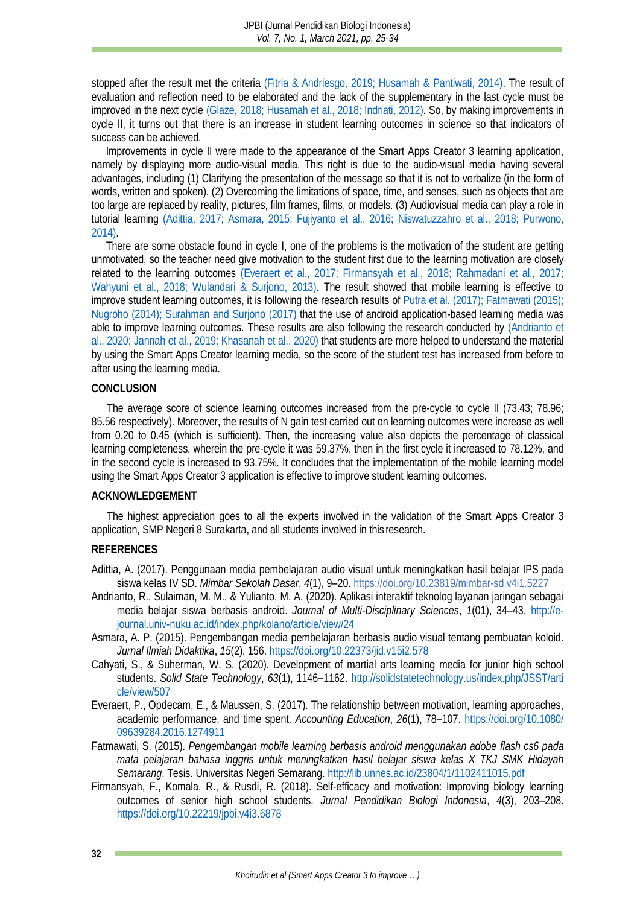stopped after the result met the criteria (Fitria & Andriesgo, 2019; Husamah & Pantiwati, 2014). The result of evaluation and reflection need to be elaborated and the lack of the supplementary in the last cycle must be improved in the next cycle (Glaze, 2018; Husamah et al., 2018; Indriati, 2012). So, by making improvements in cycle II, it turns out that there is an increase in student learning outcomes in science so that indicators of success can be achieved.

Improvements in cycle II were made to the appearance of the Smart Apps Creator 3 learning application, namely by displaying more audio-visual media. This right is due to the audio-visual media having several advantages, including (1) Clarifying the presentation of the message so that it is not to verbalize (in the form of words, written and spoken). (2) Overcoming the limitations of space, time, and senses, such as objects that are too large are replaced by reality, pictures, film frames, films, or models. (3) Audiovisual media can play a role in tutorial learning (Adittia, 2017; Asmara, 2015; Fujiyanto et al., 2016; Niswatuzzahro et al., 2018; Purwono, 2014).

There are some obstacle found in cycle I, one of the problems is the motivation of the student are getting unmotivated, so the teacher need give motivation to the student first due to the learning motivation are closely related to the learning outcomes (Everaert et al., 2017; Firmansyah et al., 2018; Rahmadani et al., 2017; Wahyuni et al., 2018; Wulandari & Surjono, 2013). The result showed that mobile learning is effective to improve student learning outcomes, it is following the research results of Putra et al. (2017); Fatmawati (2015); Nugroho (2014); Surahman and Surjono (2017) that the use of android application-based learning media was able to improve learning outcomes. These results are also following the research conducted by (Andrianto et al., 2020; Jannah et al., 2019; Khasanah et al., 2020) that students are more helped to understand the material by using the Smart Apps Creator learning media, so the score of the student test has increased from before to after using the learning media.

## CONCLUSION

The average score of science learning outcomes increased from the pre-cycle to cycle II (73.43; 78.96; 85.56 respectively). Moreover, the results of N gain test carried out on learning outcomes were increase as well from 0.20 to 0.45 (which is sufficient). Then, the increasing value also depicts the percentage of classical learning completeness, wherein the pre-cycle it was 59.37%, then in the first cycle it increased to 78.12%, and in the second cycle is increased to 93.75%. It concludes that the implementation of the mobile learning model using the Smart Apps Creator 3 application is effective to improve student learning outcomes.

## ACKNOWLEDGEMENT

The highest appreciation goes to all the experts involved in the validation of the Smart Apps Creator 3 application, SMP Negeri 8 Surakarta, and all students involved in this research.

## REFERENCES

Adittia, A. (2017). Penggunaan media pembelajaran audio visual untuk meningkatkan hasil belajar IPS pada siswa kelas IV SD. *Mimbar Sekolah Dasar*, *4*(1), 9–20. https://doi.org/10.23819/mimbar-sd.v4i1.5227

Andrianto, R., Sulaiman, M. M., & Yulianto, M. A. (2020). Aplikasi interaktif teknolog layanan jaringan sebagai media belajar siswa berbasis android. *Journal of Multi-Disciplinary Sciences*, *1*(01), 34–43. http://e-journal.univ-nuku.ac.id/index.php/kolano/article/view/24

Asmara, A. P. (2015). Pengembangan media pembelajaran berbasis audio visual tentang pembuatan koloid. *Jurnal Ilmiah Didaktika*, *15*(2), 156. https://doi.org/10.22373/jid.v15i2.578

Cahyati, S., & Suherman, W. S. (2020). Development of martial arts learning media for junior high school students. *Solid State Technology*, *63*(1), 1146–1162. http://solidstatetechnology.us/index.php/JSST/article/view/507

Everaert, P., Opdecam, E., & Maussen, S. (2017). The relationship between motivation, learning approaches, academic performance, and time spent. *Accounting Education*, *26*(1), 78–107. https://doi.org/10.1080/09639284.2016.1274911

Fatmawati, S. (2015). *Pengembangan mobile learning berbasis android menggunakan adobe flash cs6 pada mata pelajaran bahasa inggris untuk meningkatkan hasil belajar siswa kelas X TKJ SMK Hidayah Semarang*. Tesis. Universitas Negeri Semarang. http://lib.unnes.ac.id/23804/1/1102411015.pdf

Firmansyah, F., Komala, R., & Rusdi, R. (2018). Self-efficacy and motivation: Improving biology learning outcomes of senior high school students. *Jurnal Pendidikan Biologi Indonesia*, *4*(3), 203–208. https://doi.org/10.22219/jpbi.v4i3.6878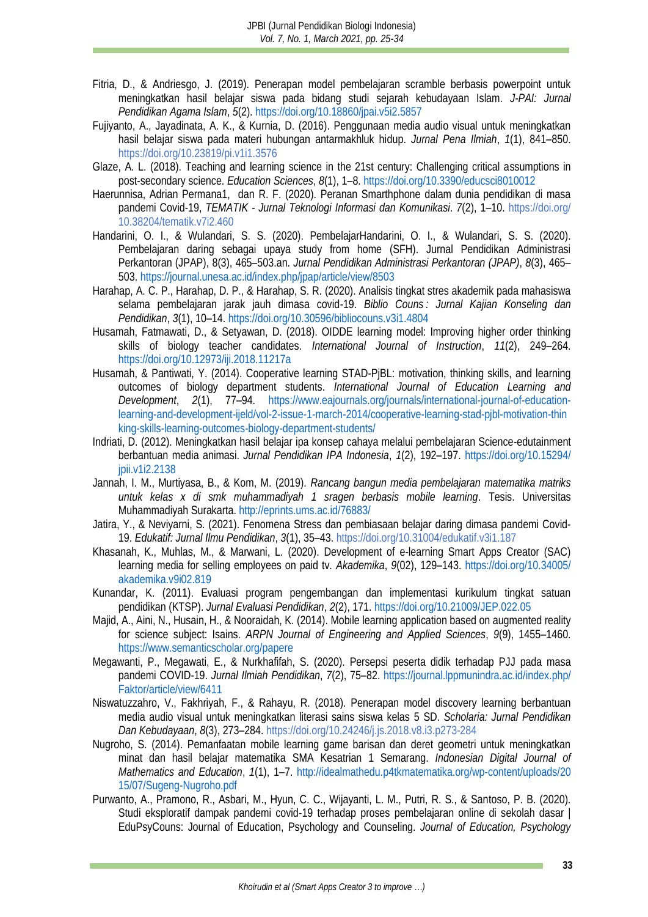Fitria, D., & Andriesgo, J. (2019). Penerapan model pembelajaran scramble berbasis powerpoint untuk meningkatkan hasil belajar siswa pada bidang studi sejarah kebudayaan Islam. *J-PAI: Jurnal Pendidikan Agama Islam*, *5*(2). https://doi.org/10.18860/jpai.v5i2.5857

Fujiyanto, A., Jayadinata, A. K., & Kurnia, D. (2016). Penggunaan media audio visual untuk meningkatkan hasil belajar siswa pada materi hubungan antarmakhluk hidup. *Jurnal Pena Ilmiah*, *1*(1), 841–850. https://doi.org/10.23819/pi.v1i1.3576

Glaze, A. L. (2018). Teaching and learning science in the 21st century: Challenging critical assumptions in post-secondary science. *Education Sciences*, *8*(1), 1–8. https://doi.org/10.3390/educsci8010012

Haerunnisa, Adrian Permana1, dan R. F. (2020). Peranan Smarthphone dalam dunia pendidikan di masa pandemi Covid-19, *TEMATIK - Jurnal Teknologi Informasi dan Komunikasi*. *7*(2), 1–10. https://doi.org/10.38204/tematik.v7i2.460

Handarini, O. I., & Wulandari, S. S. (2020). PembelajarHandarini, O. I., & Wulandari, S. S. (2020). Pembelajaran daring sebagai upaya study from home (SFH). Jurnal Pendidikan Administrasi Perkantoran (JPAP), 8(3), 465–503.an. *Jurnal Pendidikan Administrasi Perkantoran (JPAP)*, *8*(3), 465–503. https://journal.unesa.ac.id/index.php/jpap/article/view/8503

Harahap, A. C. P., Harahap, D. P., & Harahap, S. R. (2020). Analisis tingkat stres akademik pada mahasiswa selama pembelajaran jarak jauh dimasa covid-19. *Biblio Couns : Jurnal Kajian Konseling dan Pendidikan*, *3*(1), 10–14. https://doi.org/10.30596/bibliocouns.v3i1.4804

Husamah, Fatmawati, D., & Setyawan, D. (2018). OIDDE learning model: Improving higher order thinking skills of biology teacher candidates. *International Journal of Instruction*, *11*(2), 249–264. https://doi.org/10.12973/iji.2018.11217a

Husamah, & Pantiwati, Y. (2014). Cooperative learning STAD-PjBL: motivation, thinking skills, and learning outcomes of biology department students. *International Journal of Education Learning and Development*, *2*(1), 77–94. https://www.eajournals.org/journals/international-journal-of-education-learning-and-development-ijeld/vol-2-issue-1-march-2014/cooperative-learning-stad-pjbl-motivation-thinking-skills-learning-outcomes-biology-department-students/

Indriati, D. (2012). Meningkatkan hasil belajar ipa konsep cahaya melalui pembelajaran Science-edutainment berbantuan media animasi. *Jurnal Pendidikan IPA Indonesia*, *1*(2), 192–197. https://doi.org/10.15294/jpii.v1i2.2138

Jannah, I. M., Murtiyasa, B., & Kom, M. (2019). *Rancang bangun media pembelajaran matematika matriks untuk kelas x di smk muhammadiyah 1 sragen berbasis mobile learning*. Tesis. Universitas Muhammadiyah Surakarta. http://eprints.ums.ac.id/76883/

Jatira, Y., & Neviyarni, S. (2021). Fenomena Stress dan pembiasaan belajar daring dimasa pandemi Covid-19. *Edukatif: Jurnal Ilmu Pendidikan*, *3*(1), 35–43. https://doi.org/10.31004/edukatif.v3i1.187

Khasanah, K., Muhlas, M., & Marwani, L. (2020). Development of e-learning Smart Apps Creator (SAC) learning media for selling employees on paid tv. *Akademika*, *9*(02), 129–143. https://doi.org/10.34005/akademika.v9i02.819

Kunandar, K. (2011). Evaluasi program pengembangan dan implementasi kurikulum tingkat satuan pendidikan (KTSP). *Jurnal Evaluasi Pendidikan*, *2*(2), 171. https://doi.org/10.21009/JEP.022.05

Majid, A., Aini, N., Husain, H., & Nooraidah, K. (2014). Mobile learning application based on augmented reality for science subject: Isains. *ARPN Journal of Engineering and Applied Sciences*, *9*(9), 1455–1460. https://www.semanticscholar.org/papere

Megawanti, P., Megawati, E., & Nurkhafifah, S. (2020). Persepsi peserta didik terhadap PJJ pada masa pandemi COVID-19. *Jurnal Ilmiah Pendidikan*, *7*(2), 75–82. https://journal.lppmunindra.ac.id/index.php/Faktor/article/view/6411

Niswatuzzahro, V., Fakhriyah, F., & Rahayu, R. (2018). Penerapan model discovery learning berbantuan media audio visual untuk meningkatkan literasi sains siswa kelas 5 SD. *Scholaria: Jurnal Pendidikan Dan Kebudayaan*, *8*(3), 273–284. https://doi.org/10.24246/j.js.2018.v8.i3.p273-284

Nugroho, S. (2014). Pemanfaatan mobile learning game barisan dan deret geometri untuk meningkatkan minat dan hasil belajar matematika SMA Kesatrian 1 Semarang. *Indonesian Digital Journal of Mathematics and Education*, *1*(1), 1–7. http://idealmathedu.p4tkmatematika.org/wp-content/uploads/2015/07/Sugeng-Nugroho.pdf

Purwanto, A., Pramono, R., Asbari, M., Hyun, C. C., Wijayanti, L. M., Putri, R. S., & Santoso, P. B. (2020). Studi eksploratif dampak pandemi covid-19 terhadap proses pembelajaran online di sekolah dasar | EduPsyCouns: Journal of Education, Psychology and Counseling. *Journal of Education, Psychology*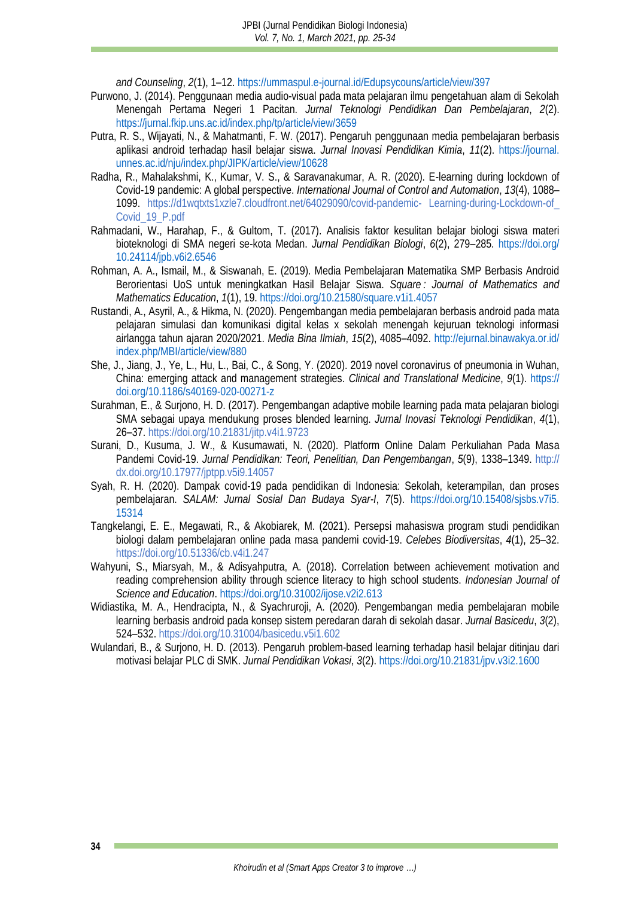*and Counseling*, *2*(1), 1–12. https://ummaspul.e-journal.id/Edupsycouns/article/view/397

Purwono, J. (2014). Penggunaan media audio-visual pada mata pelajaran ilmu pengetahuan alam di Sekolah Menengah Pertama Negeri 1 Pacitan. *Jurnal Teknologi Pendidikan Dan Pembelajaran*, *2*(2). https://jurnal.fkip.uns.ac.id/index.php/tp/article/view/3659

Putra, R. S., Wijayati, N., & Mahatmanti, F. W. (2017). Pengaruh penggunaan media pembelajaran berbasis aplikasi android terhadap hasil belajar siswa. *Jurnal Inovasi Pendidikan Kimia*, *11*(2). https://journal.unnes.ac.id/nju/index.php/JIPK/article/view/10628

Radha, R., Mahalakshmi, K., Kumar, V. S., & Saravanakumar, A. R. (2020). E-learning during lockdown of Covid-19 pandemic: A global perspective. *International Journal of Control and Automation*, *13*(4), 1088–1099. https://d1wqtxts1xzle7.cloudfront.net/64029090/covid-pandemic- Learning-during-Lockdown-of_Covid_19_P.pdf

Rahmadani, W., Harahap, F., & Gultom, T. (2017). Analisis faktor kesulitan belajar biologi siswa materi bioteknologi di SMA negeri se-kota Medan. *Jurnal Pendidikan Biologi*, *6*(2), 279–285. https://doi.org/10.24114/jpb.v6i2.6546

Rohman, A. A., Ismail, M., & Siswanah, E. (2019). Media Pembelajaran Matematika SMP Berbasis Android Berorientasi UoS untuk meningkatkan Hasil Belajar Siswa. *Square : Journal of Mathematics and Mathematics Education*, *1*(1), 19. https://doi.org/10.21580/square.v1i1.4057

Rustandi, A., Asyril, A., & Hikma, N. (2020). Pengembangan media pembelajaran berbasis android pada mata pelajaran simulasi dan komunikasi digital kelas x sekolah menengah kejuruan teknologi informasi airlangga tahun ajaran 2020/2021. *Media Bina Ilmiah*, *15*(2), 4085–4092. http://ejurnal.binawakya.or.id/index.php/MBI/article/view/880

She, J., Jiang, J., Ye, L., Hu, L., Bai, C., & Song, Y. (2020). 2019 novel coronavirus of pneumonia in Wuhan, China: emerging attack and management strategies. *Clinical and Translational Medicine*, *9*(1). https://doi.org/10.1186/s40169-020-00271-z

Surahman, E., & Surjono, H. D. (2017). Pengembangan adaptive mobile learning pada mata pelajaran biologi SMA sebagai upaya mendukung proses blended learning. *Jurnal Inovasi Teknologi Pendidikan*, *4*(1), 26–37. https://doi.org/10.21831/jitp.v4i1.9723

Surani, D., Kusuma, J. W., & Kusumawati, N. (2020). Platform Online Dalam Perkuliahan Pada Masa Pandemi Covid-19. *Jurnal Pendidikan: Teori, Penelitian, Dan Pengembangan*, *5*(9), 1338–1349. http://dx.doi.org/10.17977/jptpp.v5i9.14057

Syah, R. H. (2020). Dampak covid-19 pada pendidikan di Indonesia: Sekolah, keterampilan, dan proses pembelajaran. *SALAM: Jurnal Sosial Dan Budaya Syar-I*, *7*(5). https://doi.org/10.15408/sjsbs.v7i5.15314

Tangkelangi, E. E., Megawati, R., & Akobiarek, M. (2021). Persepsi mahasiswa program studi pendidikan biologi dalam pembelajaran online pada masa pandemi covid-19. *Celebes Biodiversitas*, *4*(1), 25–32. https://doi.org/10.51336/cb.v4i1.247

Wahyuni, S., Miarsyah, M., & Adisyahputra, A. (2018). Correlation between achievement motivation and reading comprehension ability through science literacy to high school students. *Indonesian Journal of Science and Education*. https://doi.org/10.31002/ijose.v2i2.613

Widiastika, M. A., Hendracipta, N., & Syachruroji, A. (2020). Pengembangan media pembelajaran mobile learning berbasis android pada konsep sistem peredaran darah di sekolah dasar. *Jurnal Basicedu*, *3*(2), 524–532. https://doi.org/10.31004/basicedu.v5i1.602

Wulandari, B., & Surjono, H. D. (2013). Pengaruh problem-based learning terhadap hasil belajar ditinjau dari motivasi belajar PLC di SMK. *Jurnal Pendidikan Vokasi*, *3*(2). https://doi.org/10.21831/jpv.v3i2.1600